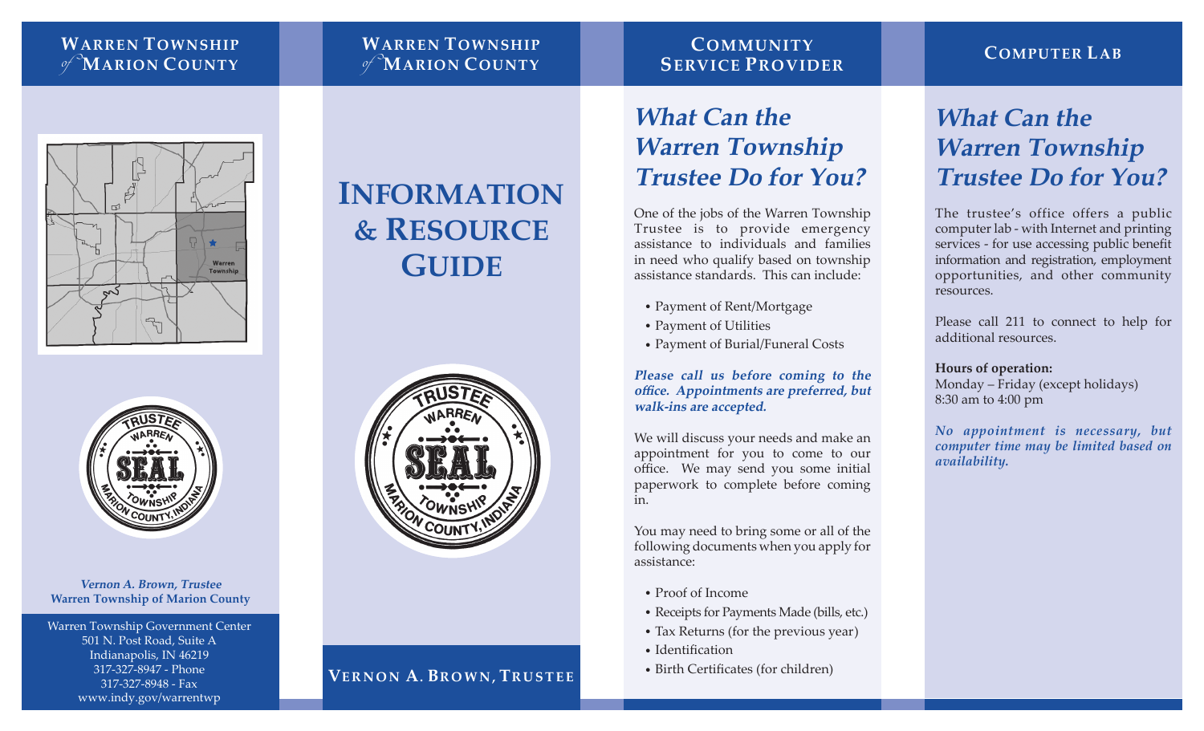## Warren Township of Marion County

Warren Township

*Vernon A. Brown, Trustee*
**Warren Township of Marion County**

Warren Township Government Center
501 N. Post Road, Suite A
Indianapolis, IN 46219
317-327-8947 - Phone
317-327-8948 - Fax
www.indy.gov/warrentwp

## Warren Township of Marion County

# Information & Resource Guide

Trustee Warren Seal Township Marion County, Indiana

**Vernon A. Brown, Trustee**

## Community Service Provider

## *What Can the Warren Township Trustee Do for You?*

One of the jobs of the Warren Township Trustee is to provide emergency assistance to individuals and families in need who qualify based on township assistance standards. This can include:

- Payment of Rent/Mortgage
- Payment of Utilities
- Payment of Burial/Funeral Costs

***Please call us before coming to the office. Appointments are preferred, but walk-ins are accepted.***

We will discuss your needs and make an appointment for you to come to our office. We may send you some initial paperwork to complete before coming in.

You may need to bring some or all of the following documents when you apply for assistance:

- Proof of Income
- Receipts for Payments Made (bills, etc.)
- Tax Returns (for the previous year)
- Identification
- Birth Certificates (for children)

## Computer Lab

## *What Can the Warren Township Trustee Do for You?*

The trustee's office offers a public computer lab - with Internet and printing services - for use accessing public benefit information and registration, employment opportunities, and other community resources.

Please call 211 to connect to help for additional resources.

**Hours of operation:**
Monday – Friday (except holidays)
8:30 am to 4:00 pm

***No appointment is necessary, but computer time may be limited based on availability.***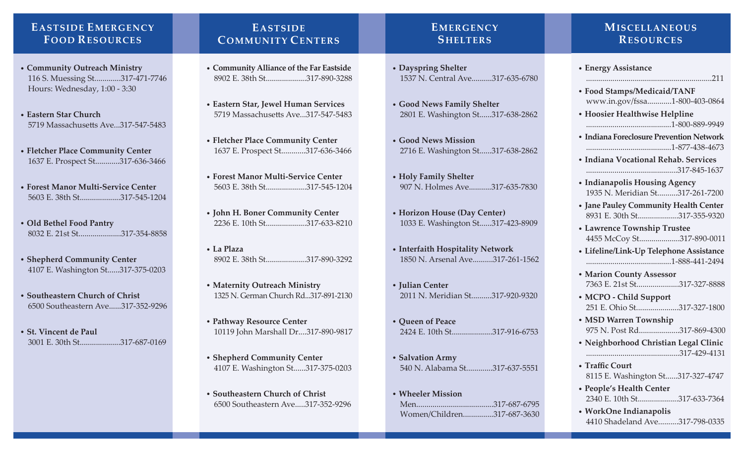## Eastside Emergency Food Resources

- **Community Outreach Ministry**
  116 S. Muessing St............317-471-7746
  Hours: Wednesday, 1:00 - 3:30
- **Eastern Star Church**
  5719 Massachusetts Ave...317-547-5483
- **Fletcher Place Community Center**
  1637 E. Prospect St............317-636-3466
- **Forest Manor Multi-Service Center**
  5603 E. 38th St....................317-545-1204
- **Old Bethel Food Pantry**
  8032 E. 21st St.....................317-354-8858
- **Shepherd Community Center**
  4107 E. Washington St......317-375-0203
- **Southeastern Church of Christ**
  6500 Southeastern Ave......317-352-9296
- **St. Vincent de Paul**
  3001 E. 30th St....................317-687-0169

## Eastside Community Centers

- **Community Alliance of the Far Eastside**
  8902 E. 38th St....................317-890-3288
- **Eastern Star, Jewel Human Services**
  5719 Massachusetts Ave...317-547-5483
- **Fletcher Place Community Center**
  1637 E. Prospect St............317-636-3466
- **Forest Manor Multi-Service Center**
  5603 E. 38th St....................317-545-1204
- **John H. Boner Community Center**
  2236 E. 10th St....................317-633-8210
- **La Plaza**
  8902 E. 38th St....................317-890-3292
- **Maternity Outreach Ministry**
  1325 N. German Church Rd...317-891-2130
- **Pathway Resource Center**
  10119 John Marshall Dr....317-890-9817
- **Shepherd Community Center**
  4107 E. Washington St......317-375-0203
- **Southeastern Church of Christ**
  6500 Southeastern Ave.....317-352-9296

## Emergency Shelters

- **Dayspring Shelter**
  1537 N. Central Ave..........317-635-6780
- **Good News Family Shelter**
  2801 E. Washington St......317-638-2862
- **Good News Mission**
  2716 E. Washington St......317-638-2862
- **Holy Family Shelter**
  907 N. Holmes Ave...........317-635-7830
- **Horizon House (Day Center)**
  1033 E. Washington St......317-423-8909
- **Interfaith Hospitality Network**
  1850 N. Arsenal Ave..........317-261-1562
- **Julian Center**
  2011 N. Meridian St..........317-920-9320
- **Queen of Peace**
  2424 E. 10th St....................317-916-6753
- **Salvation Army**
  540 N. Alabama St.............317-637-5551
- **Wheeler Mission**
  Men......................................317-687-6795
  Women/Children...............317-687-3630

## Miscellaneous Resources

- **Energy Assistance**
  .............................................................211
- **Food Stamps/Medicaid/TANF**
  www.in.gov/fssa............1-800-403-0864
- **Hoosier Healthwise Helpline**
  ..........................................1-800-889-9949
- **Indiana Foreclosure Prevention Network**
  ..........................................1-877-438-4673
- **Indiana Vocational Rehab. Services**
  .............................................317-845-1637
- **Indianapolis Housing Agency**
  1935 N. Meridian St..........317-261-7200
- **Jane Pauley Community Health Center**
  8931 E. 30th St....................317-355-9320
- **Lawrence Township Trustee**
  4455 McCoy St....................317-890-0011
- **Lifeline/Link-Up Telephone Assistance**
  ..........................................1-888-441-2494
- **Marion County Assessor**
  7363 E. 21st St.....................317-327-8888
- **MCPO - Child Support**
  251 E. Ohio St.....................317-327-1800
- **MSD Warren Township**
  975 N. Post Rd....................317-869-4300
- **Neighborhood Christian Legal Clinic**
  ..............................................317-429-4131
- **Traffic Court**
  8115 E. Washington St......317-327-4747
- **People's Health Center**
  2340 E. 10th St....................317-633-7364
- **WorkOne Indianapolis**
  4410 Shadeland Ave..........317-798-0335